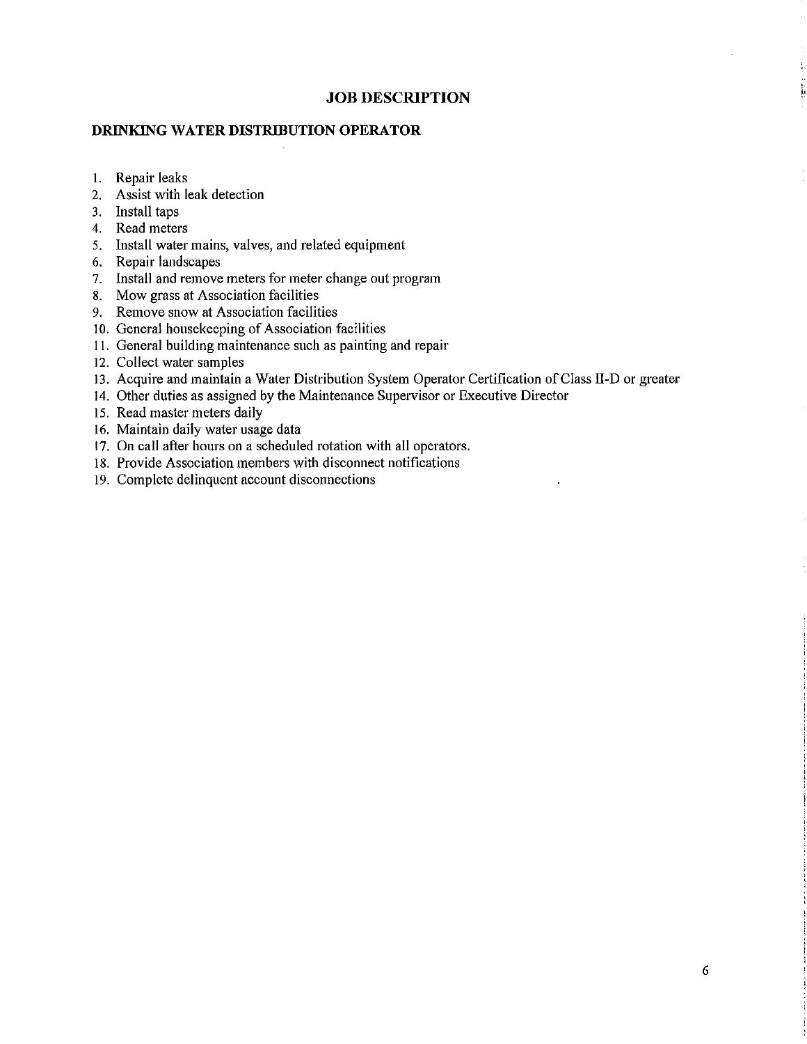# JOB DESCRIPTION

## DRINKING WATER DISTRIBUTION OPERATOR

1. Repair leaks
2. Assist with leak detection
3. Install taps
4. Read meters
5. Install water mains, valves, and related equipment
6. Repair landscapes
7. Install and remove meters for meter change out program
8. Mow grass at Association facilities
9. Remove snow at Association facilities
10. General housekeeping of Association facilities
11. General building maintenance such as painting and repair
12. Collect water samples
13. Acquire and maintain a Water Distribution System Operator Certification of Class II-D or greater
14. Other duties as assigned by the Maintenance Supervisor or Executive Director
15. Read master meters daily
16. Maintain daily water usage data
17. On call after hours on a scheduled rotation with all operators.
18. Provide Association members with disconnect notifications
19. Complete delinquent account disconnections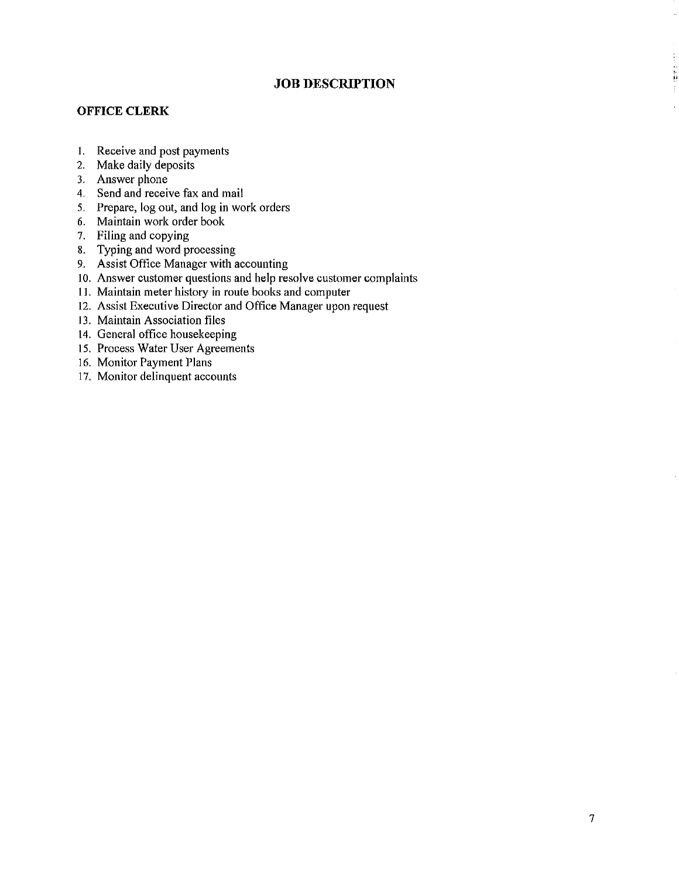# JOB DESCRIPTION

## OFFICE CLERK

1. Receive and post payments
2. Make daily deposits
3. Answer phone
4. Send and receive fax and mail
5. Prepare, log out, and log in work orders
6. Maintain work order book
7. Filing and copying
8. Typing and word processing
9. Assist Office Manager with accounting
10. Answer customer questions and help resolve customer complaints
11. Maintain meter history in route books and computer
12. Assist Executive Director and Office Manager upon request
13. Maintain Association files
14. General office housekeeping
15. Process Water User Agreements
16. Monitor Payment Plans
17. Monitor delinquent accounts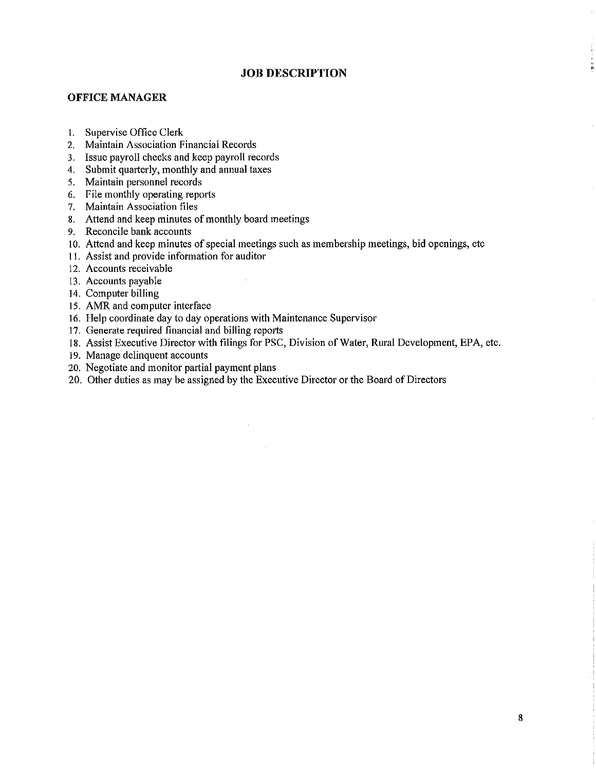# JOB DESCRIPTION

## OFFICE MANAGER

1. Supervise Office Clerk
2. Maintain Association Financial Records
3. Issue payroll checks and keep payroll records
4. Submit quarterly, monthly and annual taxes
5. Maintain personnel records
6. File monthly operating reports
7. Maintain Association files
8. Attend and keep minutes of monthly board meetings
9. Reconcile bank accounts
10. Attend and keep minutes of special meetings such as membership meetings, bid openings, etc
11. Assist and provide information for auditor
12. Accounts receivable
13. Accounts payable
14. Computer billing
15. AMR and computer interface
16. Help coordinate day to day operations with Maintenance Supervisor
17. Generate required financial and billing reports
18. Assist Executive Director with filings for PSC, Division of Water, Rural Development, EPA, etc.
19. Manage delinquent accounts
20. Negotiate and monitor partial payment plans

20\. Other duties as may be assigned by the Executive Director or the Board of Directors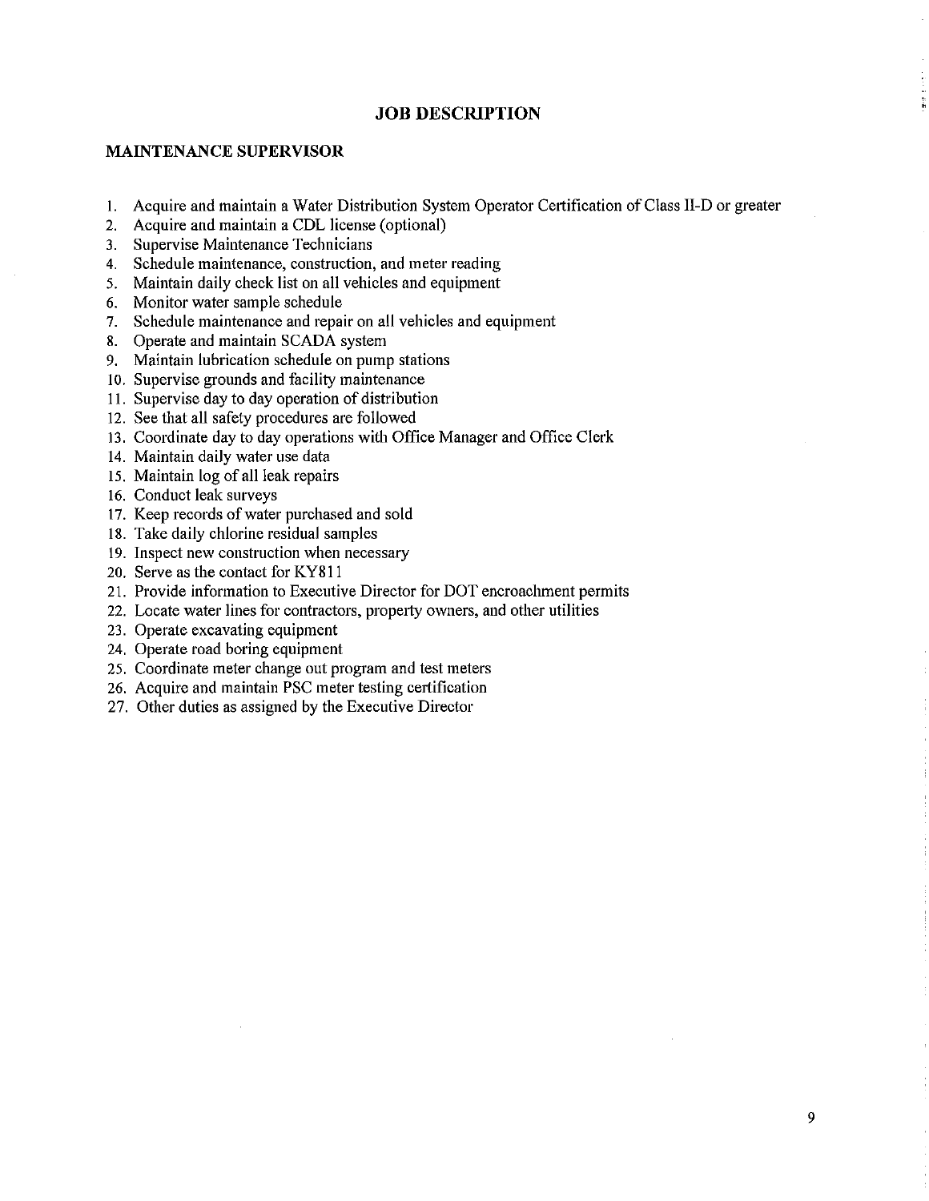# JOB DESCRIPTION

## MAINTENANCE SUPERVISOR

1. Acquire and maintain a Water Distribution System Operator Certification of Class II-D or greater
2. Acquire and maintain a CDL license (optional)
3. Supervise Maintenance Technicians
4. Schedule maintenance, construction, and meter reading
5. Maintain daily check list on all vehicles and equipment
6. Monitor water sample schedule
7. Schedule maintenance and repair on all vehicles and equipment
8. Operate and maintain SCADA system
9. Maintain lubrication schedule on pump stations
10. Supervise grounds and facility maintenance
11. Supervise day to day operation of distribution
12. See that all safety procedures are followed
13. Coordinate day to day operations with Office Manager and Office Clerk
14. Maintain daily water use data
15. Maintain log of all leak repairs
16. Conduct leak surveys
17. Keep records of water purchased and sold
18. Take daily chlorine residual samples
19. Inspect new construction when necessary
20. Serve as the contact for KY811
21. Provide information to Executive Director for DOT encroachment permits
22. Locate water lines for contractors, property owners, and other utilities
23. Operate excavating equipment
24. Operate road boring equipment
25. Coordinate meter change out program and test meters
26. Acquire and maintain PSC meter testing certification
27. Other duties as assigned by the Executive Director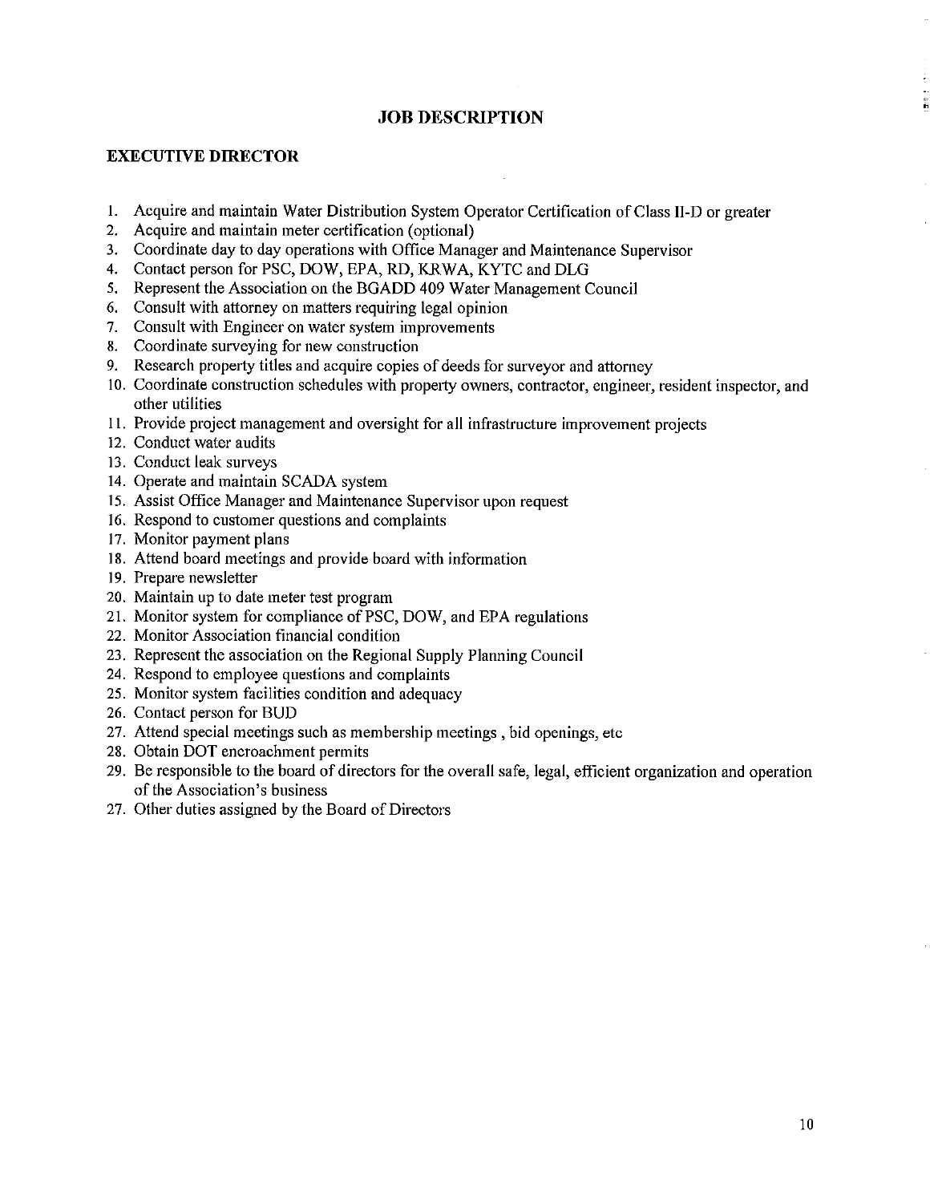# JOB DESCRIPTION

## EXECUTIVE DIRECTOR

1. Acquire and maintain Water Distribution System Operator Certification of Class II-D or greater
2. Acquire and maintain meter certification (optional)
3. Coordinate day to day operations with Office Manager and Maintenance Supervisor
4. Contact person for PSC, DOW, EPA, RD, KRWA, KYTC and DLG
5. Represent the Association on the BGADD 409 Water Management Council
6. Consult with attorney on matters requiring legal opinion
7. Consult with Engineer on water system improvements
8. Coordinate surveying for new construction
9. Research property titles and acquire copies of deeds for surveyor and attorney
10. Coordinate construction schedules with property owners, contractor, engineer, resident inspector, and other utilities
11. Provide project management and oversight for all infrastructure improvement projects
12. Conduct water audits
13. Conduct leak surveys
14. Operate and maintain SCADA system
15. Assist Office Manager and Maintenance Supervisor upon request
16. Respond to customer questions and complaints
17. Monitor payment plans
18. Attend board meetings and provide board with information
19. Prepare newsletter
20. Maintain up to date meter test program
21. Monitor system for compliance of PSC, DOW, and EPA regulations
22. Monitor Association financial condition
23. Represent the association on the Regional Supply Planning Council
24. Respond to employee questions and complaints
25. Monitor system facilities condition and adequacy
26. Contact person for BUD
27. Attend special meetings such as membership meetings , bid openings, etc
28. Obtain DOT encroachment permits
29. Be responsible to the board of directors for the overall safe, legal, efficient organization and operation of the Association's business

27\. Other duties assigned by the Board of Directors